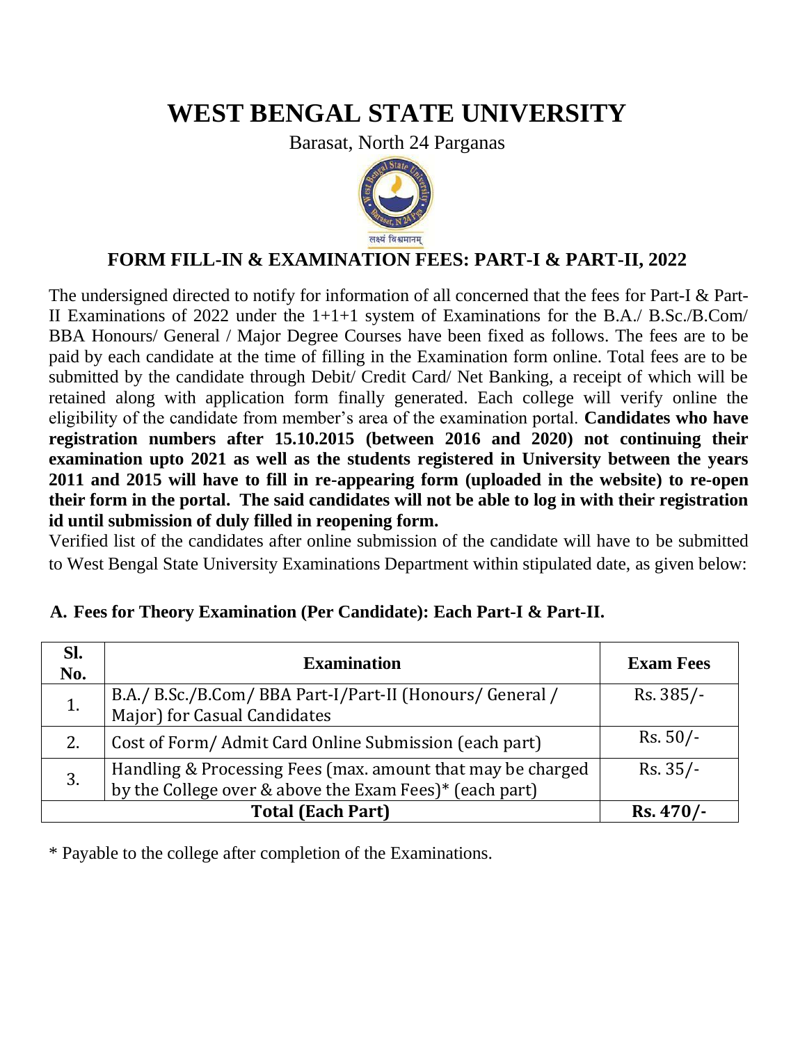# WEST BENGAL STATE UNIVERSITY

Barasat, North 24 Parganas

लक्ष्यं विश्वमानम्

## FORM FILL-IN & EXAMINATION FEES: PART-I & PART-II, 2022

The undersigned directed to notify for information of all concerned that the fees for Part-I & Part-II Examinations of 2022 under the 1+1+1 system of Examinations for the B.A./ B.Sc./B.Com/ BBA Honours/ General / Major Degree Courses have been fixed as follows. The fees are to be paid by each candidate at the time of filling in the Examination form online. Total fees are to be submitted by the candidate through Debit/ Credit Card/ Net Banking, a receipt of which will be retained along with application form finally generated. Each college will verify online the eligibility of the candidate from member's area of the examination portal. **Candidates who have registration numbers after 15.10.2015 (between 2016 and 2020) not continuing their examination upto 2021 as well as the students registered in University between the years 2011 and 2015 will have to fill in re-appearing form (uploaded in the website) to re-open their form in the portal. The said candidates will not be able to log in with their registration id until submission of duly filled in reopening form.**

Verified list of the candidates after online submission of the candidate will have to be submitted to West Bengal State University Examinations Department within stipulated date, as given below:

### A. Fees for Theory Examination (Per Candidate): Each Part-I & Part-II.

| Sl. No. | Examination | Exam Fees |
|---|---|---|
| 1. | B.A./ B.Sc./B.Com/ BBA Part-I/Part-II (Honours/ General / Major) for Casual Candidates | Rs. 385/- |
| 2. | Cost of Form/ Admit Card Online Submission (each part) | Rs. 50/- |
| 3. | Handling & Processing Fees (max. amount that may be charged by the College over & above the Exam Fees)* (each part) | Rs. 35/- |
| **Total (Each Part)** | | **Rs. 470/-** |

* Payable to the college after completion of the Examinations.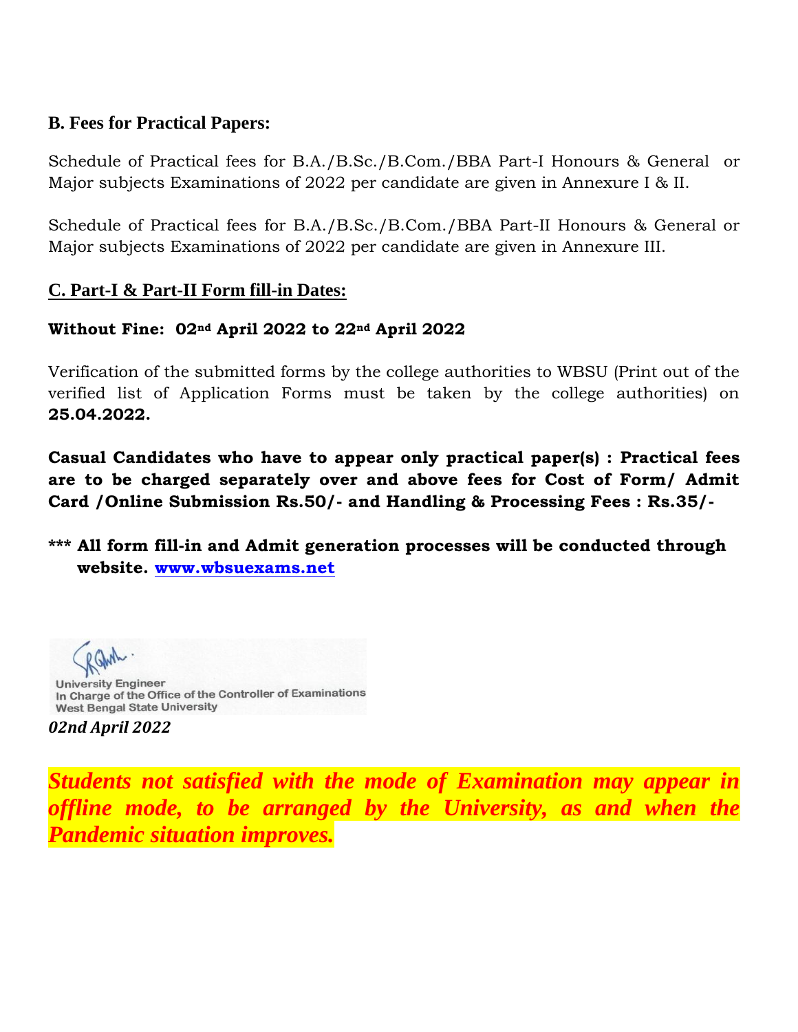### B. Fees for Practical Papers:

Schedule of Practical fees for B.A./B.Sc./B.Com./BBA Part-I Honours & General or Major subjects Examinations of 2022 per candidate are given in Annexure I & II.

Schedule of Practical fees for B.A./B.Sc./B.Com./BBA Part-II Honours & General or Major subjects Examinations of 2022 per candidate are given in Annexure III.

### C. Part-I & Part-II Form fill-in Dates:

**Without Fine: 02nd April 2022 to 22nd April 2022**

Verification of the submitted forms by the college authorities to WBSU (Print out of the verified list of Application Forms must be taken by the college authorities) on **25.04.2022.**

**Casual Candidates who have to appear only practical paper(s) : Practical fees are to be charged separately over and above fees for Cost of Form/ Admit Card /Online Submission Rs.50/- and Handling & Processing Fees : Rs.35/-**

**\*\*\* All form fill-in and Admit generation processes will be conducted through website. [www.wbsuexams.net](http://www.wbsuexams.net)**

University Engineer
In Charge of the Office of the Controller of Examinations
West Bengal State University

***02nd April 2022***

***Students not satisfied with the mode of Examination may appear in offline mode, to be arranged by the University, as and when the Pandemic situation improves.***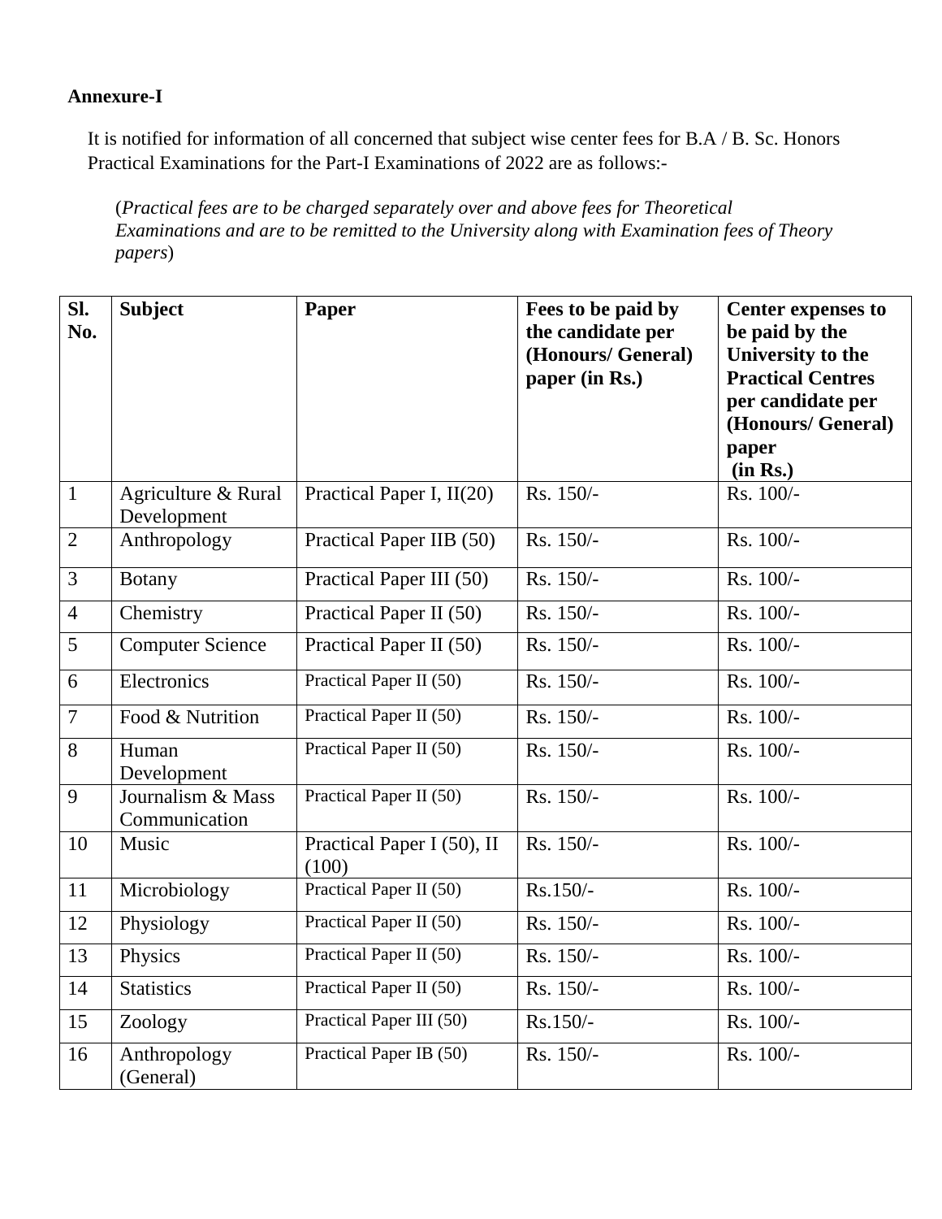**Annexure-I**

It is notified for information of all concerned that subject wise center fees for B.A / B. Sc. Honors Practical Examinations for the Part-I Examinations of 2022 are as follows:-

(*Practical fees are to be charged separately over and above fees for Theoretical Examinations and are to be remitted to the University along with Examination fees of Theory papers*)

| Sl. No. | Subject | Paper | Fees to be paid by the candidate per (Honours/ General) paper (in Rs.) | Center expenses to be paid by the University to the Practical Centres per candidate per (Honours/ General) paper (in Rs.) |
|---|---|---|---|---|
| 1 | Agriculture & Rural Development | Practical Paper I, II(20) | Rs. 150/- | Rs. 100/- |
| 2 | Anthropology | Practical Paper IIB (50) | Rs. 150/- | Rs. 100/- |
| 3 | Botany | Practical Paper III (50) | Rs. 150/- | Rs. 100/- |
| 4 | Chemistry | Practical Paper II (50) | Rs. 150/- | Rs. 100/- |
| 5 | Computer Science | Practical Paper II (50) | Rs. 150/- | Rs. 100/- |
| 6 | Electronics | Practical Paper II (50) | Rs. 150/- | Rs. 100/- |
| 7 | Food & Nutrition | Practical Paper II (50) | Rs. 150/- | Rs. 100/- |
| 8 | Human Development | Practical Paper II (50) | Rs. 150/- | Rs. 100/- |
| 9 | Journalism & Mass Communication | Practical Paper II (50) | Rs. 150/- | Rs. 100/- |
| 10 | Music | Practical Paper I (50), II (100) | Rs. 150/- | Rs. 100/- |
| 11 | Microbiology | Practical Paper II (50) | Rs.150/- | Rs. 100/- |
| 12 | Physiology | Practical Paper II (50) | Rs. 150/- | Rs. 100/- |
| 13 | Physics | Practical Paper II (50) | Rs. 150/- | Rs. 100/- |
| 14 | Statistics | Practical Paper II (50) | Rs. 150/- | Rs. 100/- |
| 15 | Zoology | Practical Paper III (50) | Rs.150/- | Rs. 100/- |
| 16 | Anthropology (General) | Practical Paper IB (50) | Rs. 150/- | Rs. 100/- |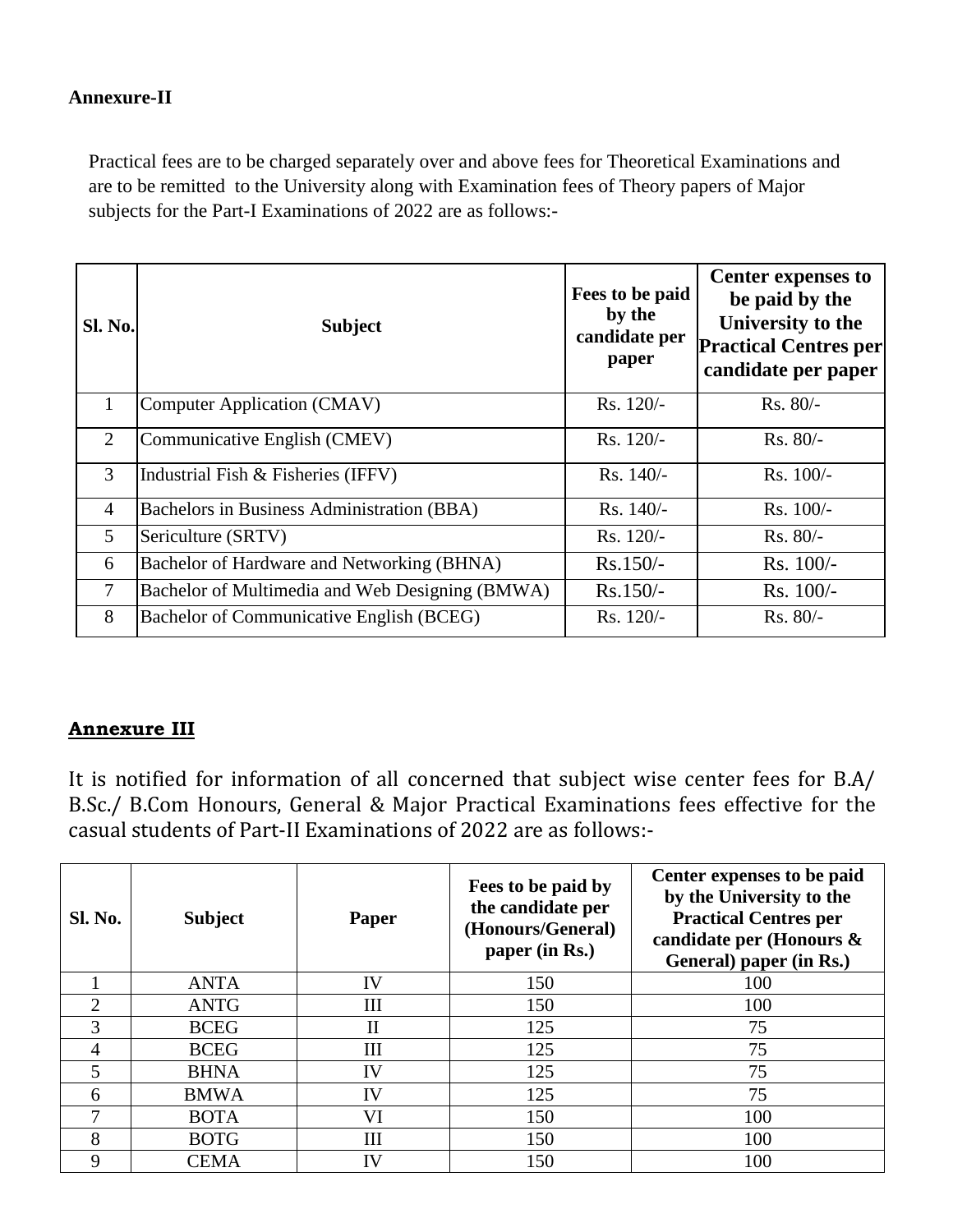**Annexure-II**

Practical fees are to be charged separately over and above fees for Theoretical Examinations and are to be remitted to the University along with Examination fees of Theory papers of Major subjects for the Part-I Examinations of 2022 are as follows:-

| Sl. No. | Subject | Fees to be paid by the candidate per paper | Center expenses to be paid by the University to the Practical Centres per candidate per paper |
|---|---|---|---|
| 1 | Computer Application (CMAV) | Rs. 120/- | Rs. 80/- |
| 2 | Communicative English (CMEV) | Rs. 120/- | Rs. 80/- |
| 3 | Industrial Fish & Fisheries (IFFV) | Rs. 140/- | Rs. 100/- |
| 4 | Bachelors in Business Administration (BBA) | Rs. 140/- | Rs. 100/- |
| 5 | Sericulture (SRTV) | Rs. 120/- | Rs. 80/- |
| 6 | Bachelor of Hardware and Networking (BHNA) | Rs.150/- | Rs. 100/- |
| 7 | Bachelor of Multimedia and Web Designing (BMWA) | Rs.150/- | Rs. 100/- |
| 8 | Bachelor of Communicative English (BCEG) | Rs. 120/- | Rs. 80/- |

**Annexure III**

It is notified for information of all concerned that subject wise center fees for B.A/ B.Sc./ B.Com Honours, General & Major Practical Examinations fees effective for the casual students of Part-II Examinations of 2022 are as follows:-

| Sl. No. | Subject | Paper | Fees to be paid by the candidate per (Honours/General) paper (in Rs.) | Center expenses to be paid by the University to the Practical Centres per candidate per (Honours & General) paper (in Rs.) |
|---|---|---|---|---|
| 1 | ANTA | IV | 150 | 100 |
| 2 | ANTG | III | 150 | 100 |
| 3 | BCEG | II | 125 | 75 |
| 4 | BCEG | III | 125 | 75 |
| 5 | BHNA | IV | 125 | 75 |
| 6 | BMWA | IV | 125 | 75 |
| 7 | BOTA | VI | 150 | 100 |
| 8 | BOTG | III | 150 | 100 |
| 9 | CEMA | IV | 150 | 100 |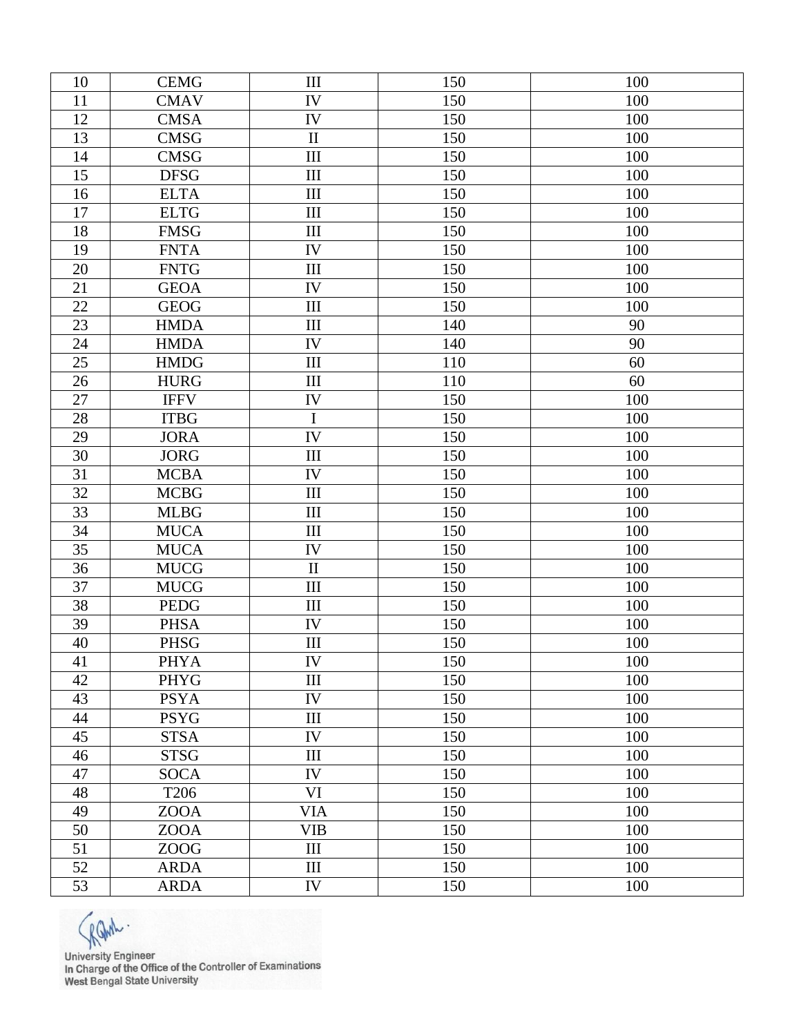| | | | | |
|---|---|---|---|---|
| 10 | CEMG | III | 150 | 100 |
| 11 | CMAV | IV | 150 | 100 |
| 12 | CMSA | IV | 150 | 100 |
| 13 | CMSG | II | 150 | 100 |
| 14 | CMSG | III | 150 | 100 |
| 15 | DFSG | III | 150 | 100 |
| 16 | ELTA | III | 150 | 100 |
| 17 | ELTG | III | 150 | 100 |
| 18 | FMSG | III | 150 | 100 |
| 19 | FNTA | IV | 150 | 100 |
| 20 | FNTG | III | 150 | 100 |
| 21 | GEOA | IV | 150 | 100 |
| 22 | GEOG | III | 150 | 100 |
| 23 | HMDA | III | 140 | 90 |
| 24 | HMDA | IV | 140 | 90 |
| 25 | HMDG | III | 110 | 60 |
| 26 | HURG | III | 110 | 60 |
| 27 | IFFV | IV | 150 | 100 |
| 28 | ITBG | I | 150 | 100 |
| 29 | JORA | IV | 150 | 100 |
| 30 | JORG | III | 150 | 100 |
| 31 | MCBA | IV | 150 | 100 |
| 32 | MCBG | III | 150 | 100 |
| 33 | MLBG | III | 150 | 100 |
| 34 | MUCA | III | 150 | 100 |
| 35 | MUCA | IV | 150 | 100 |
| 36 | MUCG | II | 150 | 100 |
| 37 | MUCG | III | 150 | 100 |
| 38 | PEDG | III | 150 | 100 |
| 39 | PHSA | IV | 150 | 100 |
| 40 | PHSG | III | 150 | 100 |
| 41 | PHYA | IV | 150 | 100 |
| 42 | PHYG | III | 150 | 100 |
| 43 | PSYA | IV | 150 | 100 |
| 44 | PSYG | III | 150 | 100 |
| 45 | STSA | IV | 150 | 100 |
| 46 | STSG | III | 150 | 100 |
| 47 | SOCA | IV | 150 | 100 |
| 48 | T206 | VI | 150 | 100 |
| 49 | ZOOA | VIA | 150 | 100 |
| 50 | ZOOA | VIB | 150 | 100 |
| 51 | ZOOG | III | 150 | 100 |
| 52 | ARDA | III | 150 | 100 |
| 53 | ARDA | IV | 150 | 100 |

University Engineer
In Charge of the Office of the Controller of Examinations
West Bengal State University